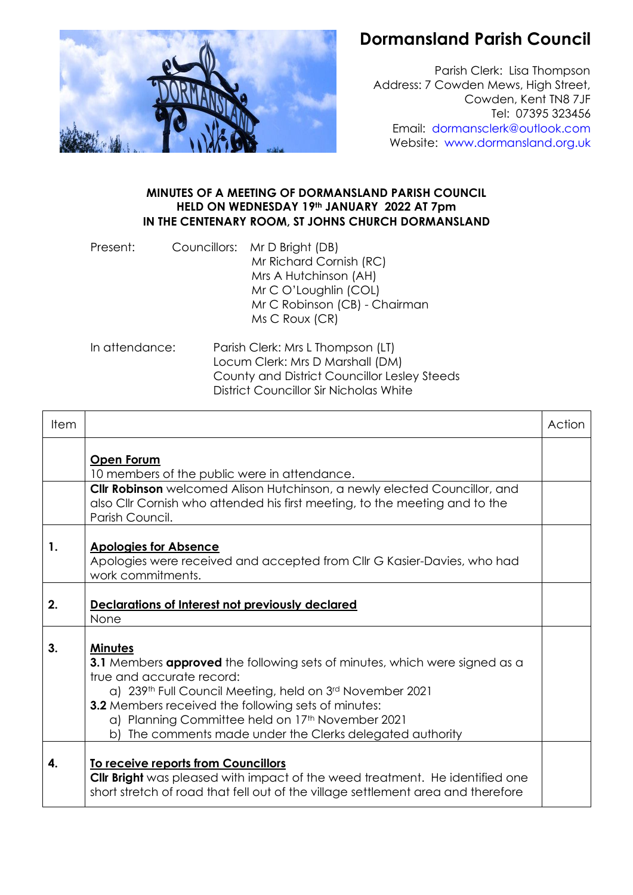# Dormansland Parish Council

Parish Clerk: Lisa Thompson
Address: 7 Cowden Mews, High Street,
Cowden, Kent TN8 7JF
Tel: 07395 323456
Email: dormansclerk@outlook.com
Website: www.dormansland.org.uk

**MINUTES OF A MEETING OF DORMANSLAND PARISH COUNCIL**
**HELD ON WEDNESDAY 19th JANUARY 2022 AT 7pm**
**IN THE CENTENARY ROOM, ST JOHNS CHURCH DORMANSLAND**

Present: Councillors: Mr D Bright (DB)
Mr Richard Cornish (RC)
Mrs A Hutchinson (AH)
Mr C O'Loughlin (COL)
Mr C Robinson (CB) - Chairman
Ms C Roux (CR)

In attendance: Parish Clerk: Mrs L Thompson (LT)
Locum Clerk: Mrs D Marshall (DM)
County and District Councillor Lesley Steeds
District Councillor Sir Nicholas White

| Item | | Action |
|---|---|---|
| | **Open Forum**<br>10 members of the public were in attendance. | |
| | **Cllr Robinson** welcomed Alison Hutchinson, a newly elected Councillor, and also Cllr Cornish who attended his first meeting, to the meeting and to the Parish Council. | |
| **1.** | **Apologies for Absence**<br>Apologies were received and accepted from Cllr G Kasier-Davies, who had work commitments. | |
| **2.** | **Declarations of Interest not previously declared**<br>None | |
| **3.** | **Minutes**<br>**3.1** Members **approved** the following sets of minutes, which were signed as a true and accurate record:<br>a) 239th Full Council Meeting, held on 3rd November 2021<br>**3.2** Members received the following sets of minutes:<br>a) Planning Committee held on 17th November 2021<br>b) The comments made under the Clerks delegated authority | |
| **4.** | **To receive reports from Councillors**<br>**Cllr Bright** was pleased with impact of the weed treatment. He identified one short stretch of road that fell out of the village settlement area and therefore | |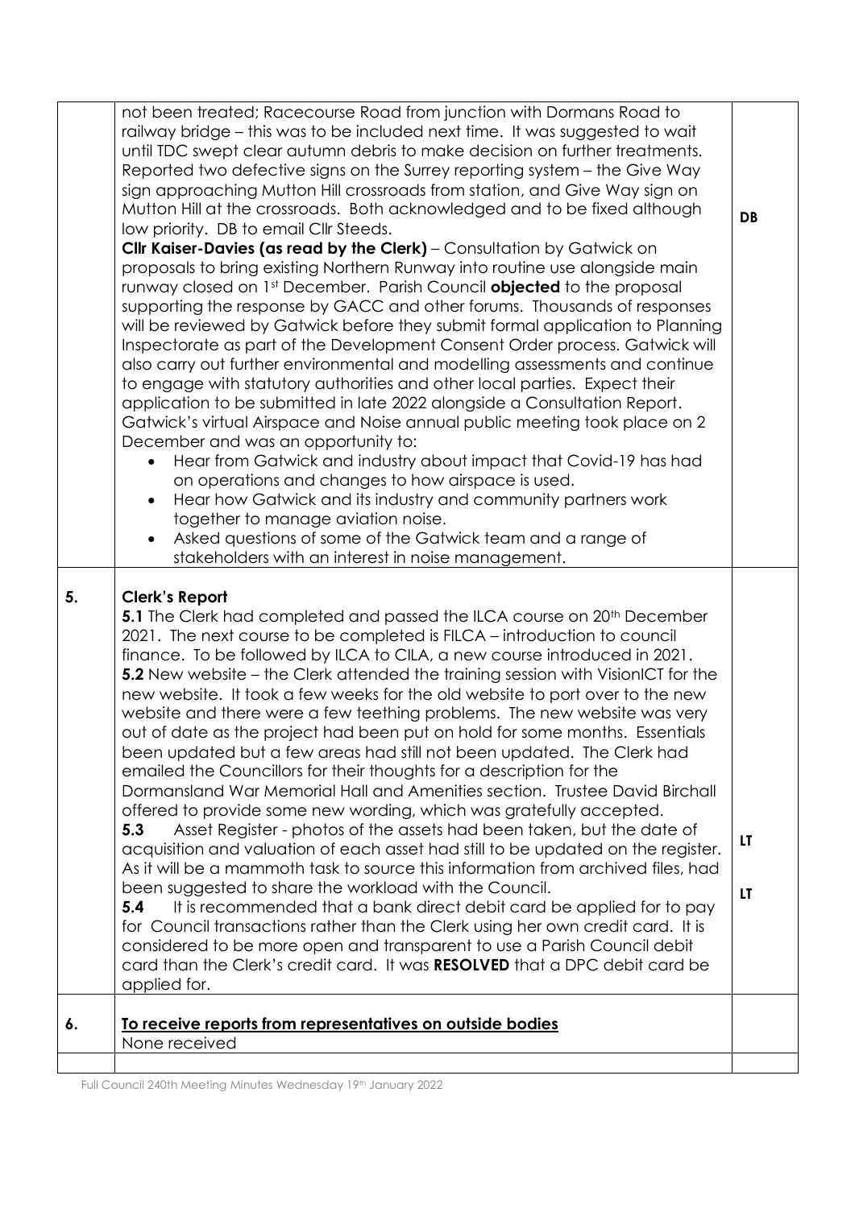| | | |
|---|---|---|
| | not been treated; Racecourse Road from junction with Dormans Road to railway bridge – this was to be included next time. It was suggested to wait until TDC swept clear autumn debris to make decision on further treatments. Reported two defective signs on the Surrey reporting system – the Give Way sign approaching Mutton Hill crossroads from station, and Give Way sign on Mutton Hill at the crossroads. Both acknowledged and to be fixed although low priority. DB to email Cllr Steeds.<br>**Cllr Kaiser-Davies (as read by the Clerk)** – Consultation by Gatwick on proposals to bring existing Northern Runway into routine use alongside main runway closed on 1st December. Parish Council **objected** to the proposal supporting the response by GACC and other forums. Thousands of responses will be reviewed by Gatwick before they submit formal application to Planning Inspectorate as part of the Development Consent Order process. Gatwick will also carry out further environmental and modelling assessments and continue to engage with statutory authorities and other local parties. Expect their application to be submitted in late 2022 alongside a Consultation Report. Gatwick's virtual Airspace and Noise annual public meeting took place on 2 December and was an opportunity to:<br>• Hear from Gatwick and industry about impact that Covid-19 has had on operations and changes to how airspace is used.<br>• Hear how Gatwick and its industry and community partners work together to manage aviation noise.<br>• Asked questions of some of the Gatwick team and a range of stakeholders with an interest in noise management. | **DB** |
| **5.** | **Clerk's Report**<br>**5.1** The Clerk had completed and passed the ILCA course on 20th December 2021. The next course to be completed is FILCA – introduction to council finance. To be followed by ILCA to CILA, a new course introduced in 2021.<br>**5.2** New website – the Clerk attended the training session with VisionICT for the new website. It took a few weeks for the old website to port over to the new website and there were a few teething problems. The new website was very out of date as the project had been put on hold for some months. Essentials been updated but a few areas had still not been updated. The Clerk had emailed the Councillors for their thoughts for a description for the Dormansland War Memorial Hall and Amenities section. Trustee David Birchall offered to provide some new wording, which was gratefully accepted.<br>**5.3** Asset Register - photos of the assets had been taken, but the date of acquisition and valuation of each asset had still to be updated on the register. As it will be a mammoth task to source this information from archived files, had been suggested to share the workload with the Council.<br>**5.4** It is recommended that a bank direct debit card be applied for to pay for Council transactions rather than the Clerk using her own credit card. It is considered to be more open and transparent to use a Parish Council debit card than the Clerk's credit card. It was **RESOLVED** that a DPC debit card be applied for. | **LT**<br><br>**LT** |
| **6.** | **To receive reports from representatives on outside bodies**<br>None received | |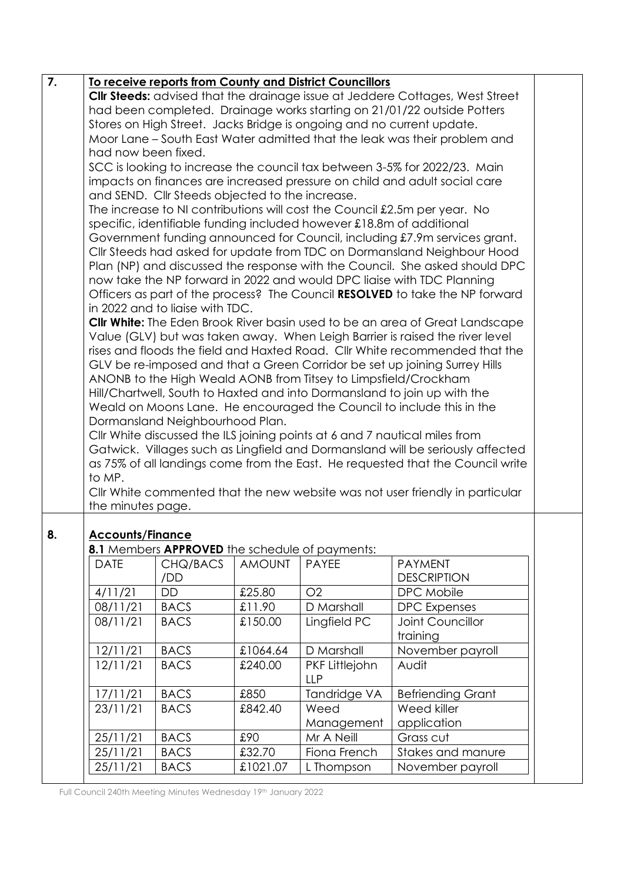**7.** **<u>To receive reports from County and District Councillors</u>**

**Cllr Steeds:** advised that the drainage issue at Jeddere Cottages, West Street had been completed. Drainage works starting on 21/01/22 outside Potters Stores on High Street. Jacks Bridge is ongoing and no current update. Moor Lane – South East Water admitted that the leak was their problem and had now been fixed.

SCC is looking to increase the council tax between 3-5% for 2022/23. Main impacts on finances are increased pressure on child and adult social care and SEND. Cllr Steeds objected to the increase.

The increase to NI contributions will cost the Council £2.5m per year. No specific, identifiable funding included however £18.8m of additional Government funding announced for Council, including £7.9m services grant.

Cllr Steeds had asked for update from TDC on Dormansland Neighbour Hood Plan (NP) and discussed the response with the Council. She asked should DPC now take the NP forward in 2022 and would DPC liaise with TDC Planning Officers as part of the process? The Council **RESOLVED** to take the NP forward in 2022 and to liaise with TDC.

**Cllr White:** The Eden Brook River basin used to be an area of Great Landscape Value (GLV) but was taken away. When Leigh Barrier is raised the river level rises and floods the field and Haxted Road. Cllr White recommended that the GLV be re-imposed and that a Green Corridor be set up joining Surrey Hills ANONB to the High Weald AONB from Titsey to Limpsfield/Crockham Hill/Chartwell, South to Haxted and into Dormansland to join up with the Weald on Moons Lane. He encouraged the Council to include this in the Dormansland Neighbourhood Plan.

Cllr White discussed the ILS joining points at 6 and 7 nautical miles from Gatwick. Villages such as Lingfield and Dormansland will be seriously affected as 75% of all landings come from the East. He requested that the Council write to MP.

Cllr White commented that the new website was not user friendly in particular the minutes page.

**8.** **<u>Accounts/Finance</u>**

**8.1** Members **APPROVED** the schedule of payments:

| DATE | CHQ/BACS /DD | AMOUNT | PAYEE | PAYMENT DESCRIPTION |
|---|---|---|---|---|
| 4/11/21 | DD | £25.80 | O2 | DPC Mobile |
| 08/11/21 | BACS | £11.90 | D Marshall | DPC Expenses |
| 08/11/21 | BACS | £150.00 | Lingfield PC | Joint Councillor training |
| 12/11/21 | BACS | £1064.64 | D Marshall | November payroll |
| 12/11/21 | BACS | £240.00 | PKF Littlejohn LLP | Audit |
| 17/11/21 | BACS | £850 | Tandridge VA | Befriending Grant |
| 23/11/21 | BACS | £842.40 | Weed Management | Weed killer application |
| 25/11/21 | BACS | £90 | Mr A Neill | Grass cut |
| 25/11/21 | BACS | £32.70 | Fiona French | Stakes and manure |
| 25/11/21 | BACS | £1021.07 | L Thompson | November payroll |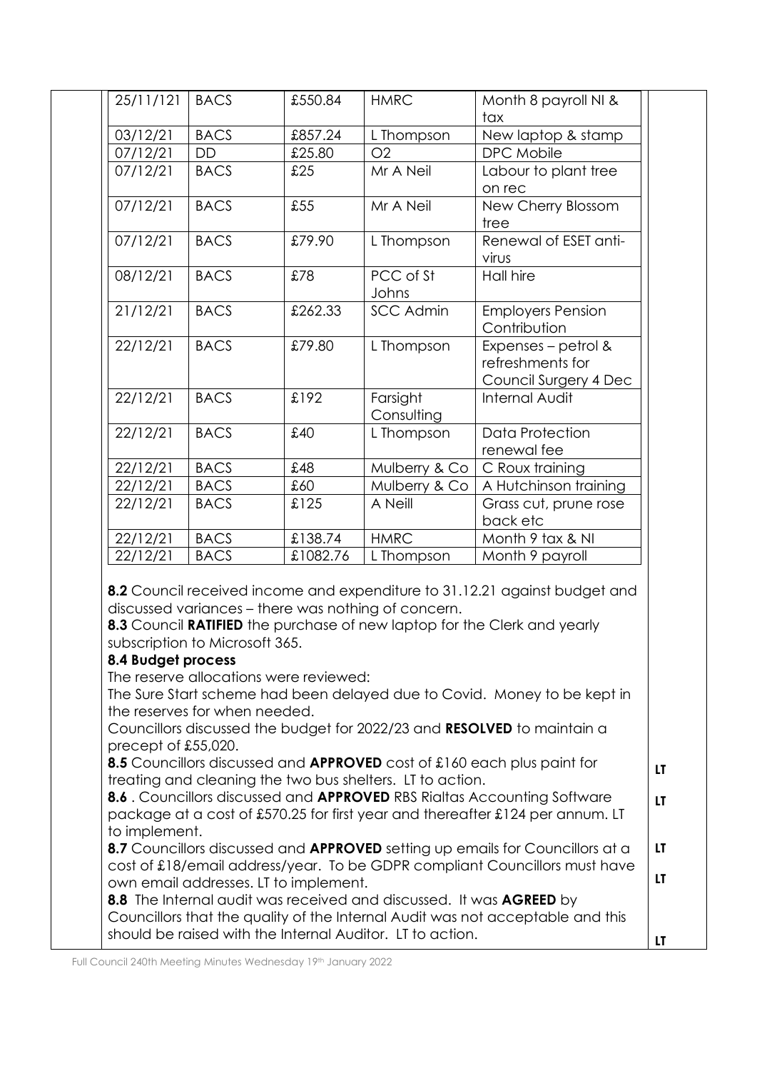| | | | | |
|---|---|---|---|---|
| 25/11/121 | BACS | £550.84 | HMRC | Month 8 payroll NI & tax |
| 03/12/21 | BACS | £857.24 | L Thompson | New laptop & stamp |
| 07/12/21 | DD | £25.80 | O2 | DPC Mobile |
| 07/12/21 | BACS | £25 | Mr A Neil | Labour to plant tree on rec |
| 07/12/21 | BACS | £55 | Mr A Neil | New Cherry Blossom tree |
| 07/12/21 | BACS | £79.90 | L Thompson | Renewal of ESET anti-virus |
| 08/12/21 | BACS | £78 | PCC of St Johns | Hall hire |
| 21/12/21 | BACS | £262.33 | SCC Admin | Employers Pension Contribution |
| 22/12/21 | BACS | £79.80 | L Thompson | Expenses – petrol & refreshments for Council Surgery 4 Dec |
| 22/12/21 | BACS | £192 | Farsight Consulting | Internal Audit |
| 22/12/21 | BACS | £40 | L Thompson | Data Protection renewal fee |
| 22/12/21 | BACS | £48 | Mulberry & Co | C Roux training |
| 22/12/21 | BACS | £60 | Mulberry & Co | A Hutchinson training |
| 22/12/21 | BACS | £125 | A Neill | Grass cut, prune rose back etc |
| 22/12/21 | BACS | £138.74 | HMRC | Month 9 tax & NI |
| 22/12/21 | BACS | £1082.76 | L Thompson | Month 9 payroll |

**8.2** Council received income and expenditure to 31.12.21 against budget and discussed variances – there was nothing of concern.

**8.3** Council **RATIFIED** the purchase of new laptop for the Clerk and yearly subscription to Microsoft 365.

**8.4 Budget process**

The reserve allocations were reviewed:

The Sure Start scheme had been delayed due to Covid. Money to be kept in the reserves for when needed.

Councillors discussed the budget for 2022/23 and **RESOLVED** to maintain a precept of £55,020.

**8.5** Councillors discussed and **APPROVED** cost of £160 each plus paint for treating and cleaning the two bus shelters. LT to action. **LT**

**8.6** . Councillors discussed and **APPROVED** RBS Rialtas Accounting Software package at a cost of £570.25 for first year and thereafter £124 per annum. LT to implement. **LT**

**8.7** Councillors discussed and **APPROVED** setting up emails for Councillors at a cost of £18/email address/year. To be GDPR compliant Councillors must have own email addresses. LT to implement. **LT** **LT**

**8.8** The Internal audit was received and discussed. It was **AGREED** by Councillors that the quality of the Internal Audit was not acceptable and this should be raised with the Internal Auditor. LT to action. **LT**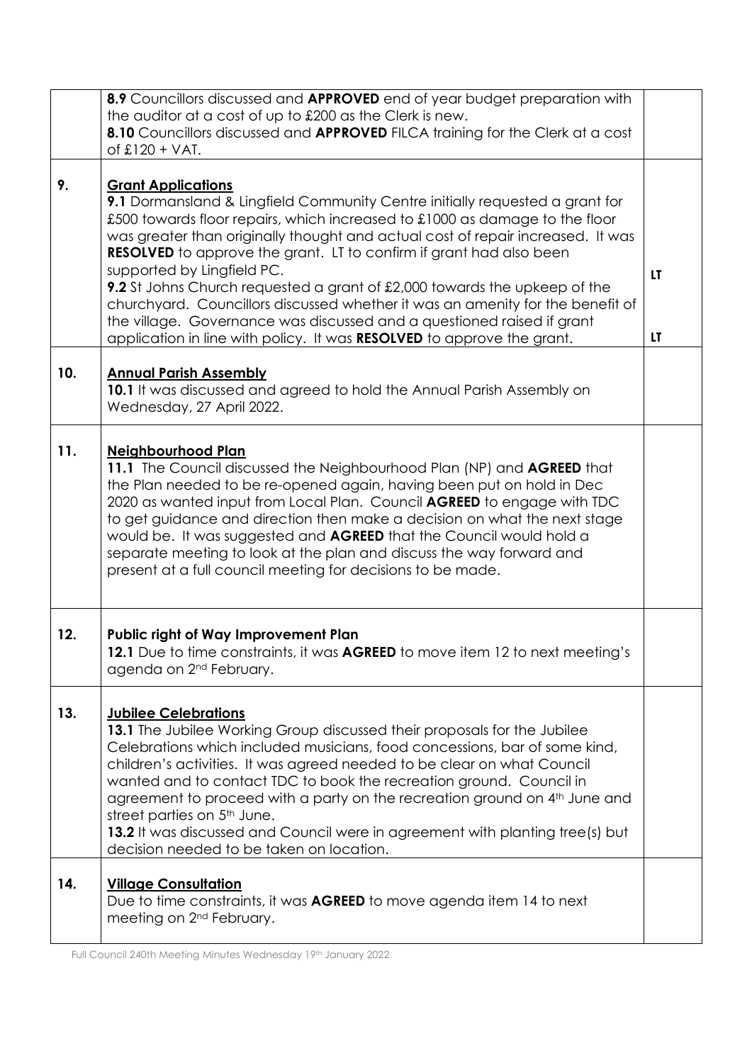| | | |
|---|---|---|
| | **8.9** Councillors discussed and **APPROVED** end of year budget preparation with the auditor at a cost of up to £200 as the Clerk is new.<br>**8.10** Councillors discussed and **APPROVED** FILCA training for the Clerk at a cost of £120 + VAT. | |
| **9.** | **<u>Grant Applications</u>**<br>**9.1** Dormansland & Lingfield Community Centre initially requested a grant for £500 towards floor repairs, which increased to £1000 as damage to the floor was greater than originally thought and actual cost of repair increased. It was **RESOLVED** to approve the grant. LT to confirm if grant had also been supported by Lingfield PC.<br>**9.2** St Johns Church requested a grant of £2,000 towards the upkeep of the churchyard. Councillors discussed whether it was an amenity for the benefit of the village. Governance was discussed and a questioned raised if grant application in line with policy. It was **RESOLVED** to approve the grant. | LT<br><br>LT |
| **10.** | **<u>Annual Parish Assembly</u>**<br>**10.1** It was discussed and agreed to hold the Annual Parish Assembly on Wednesday, 27 April 2022. | |
| **11.** | **<u>Neighbourhood Plan</u>**<br>**11.1** The Council discussed the Neighbourhood Plan (NP) and **AGREED** that the Plan needed to be re-opened again, having been put on hold in Dec 2020 as wanted input from Local Plan. Council **AGREED** to engage with TDC to get guidance and direction then make a decision on what the next stage would be. It was suggested and **AGREED** that the Council would hold a separate meeting to look at the plan and discuss the way forward and present at a full council meeting for decisions to be made. | |
| **12.** | **Public right of Way Improvement Plan**<br>**12.1** Due to time constraints, it was **AGREED** to move item 12 to next meeting's agenda on 2nd February. | |
| **13.** | **<u>Jubilee Celebrations</u>**<br>**13.1** The Jubilee Working Group discussed their proposals for the Jubilee Celebrations which included musicians, food concessions, bar of some kind, children's activities. It was agreed needed to be clear on what Council wanted and to contact TDC to book the recreation ground. Council in agreement to proceed with a party on the recreation ground on 4th June and street parties on 5th June.<br>**13.2** It was discussed and Council were in agreement with planting tree(s) but decision needed to be taken on location. | |
| **14.** | **<u>Village Consultation</u>**<br>Due to time constraints, it was **AGREED** to move agenda item 14 to next meeting on 2nd February. | |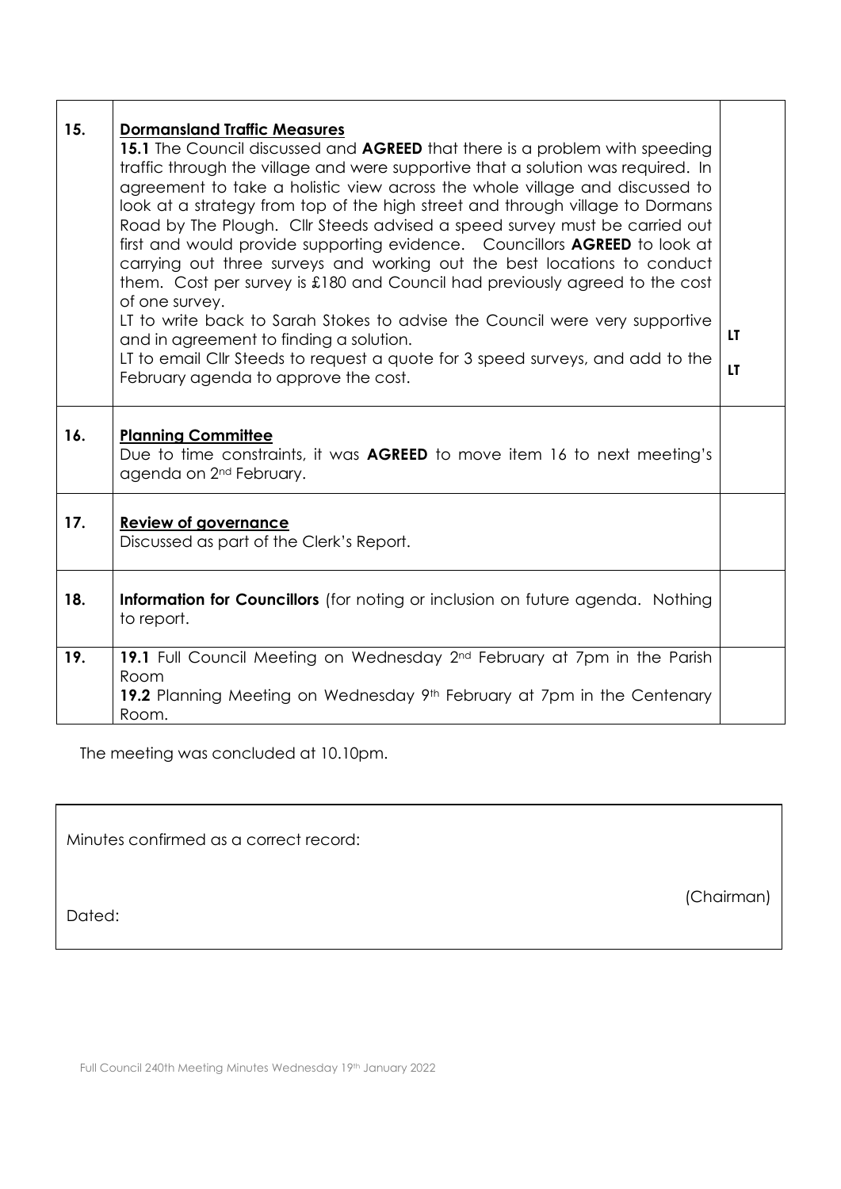| | | |
|---|---|---|
| 15. | **Dormansland Traffic Measures**<br>**15.1** The Council discussed and **AGREED** that there is a problem with speeding traffic through the village and were supportive that a solution was required. In agreement to take a holistic view across the whole village and discussed to look at a strategy from top of the high street and through village to Dormans Road by The Plough. Cllr Steeds advised a speed survey must be carried out first and would provide supporting evidence. Councillors **AGREED** to look at carrying out three surveys and working out the best locations to conduct them. Cost per survey is £180 and Council had previously agreed to the cost of one survey.<br>LT to write back to Sarah Stokes to advise the Council were very supportive and in agreement to finding a solution.<br>LT to email Cllr Steeds to request a quote for 3 speed surveys, and add to the February agenda to approve the cost. | **LT**<br><br>**LT** |
| 16. | **Planning Committee**<br>Due to time constraints, it was **AGREED** to move item 16 to next meeting's agenda on 2nd February. | |
| 17. | **Review of governance**<br>Discussed as part of the Clerk's Report. | |
| 18. | **Information for Councillors** (for noting or inclusion on future agenda. Nothing to report. | |
| 19. | **19.1** Full Council Meeting on Wednesday 2nd February at 7pm in the Parish Room<br>**19.2** Planning Meeting on Wednesday 9th February at 7pm in the Centenary Room. | |

The meeting was concluded at 10.10pm.

Minutes confirmed as a correct record:

(Chairman)

Dated: